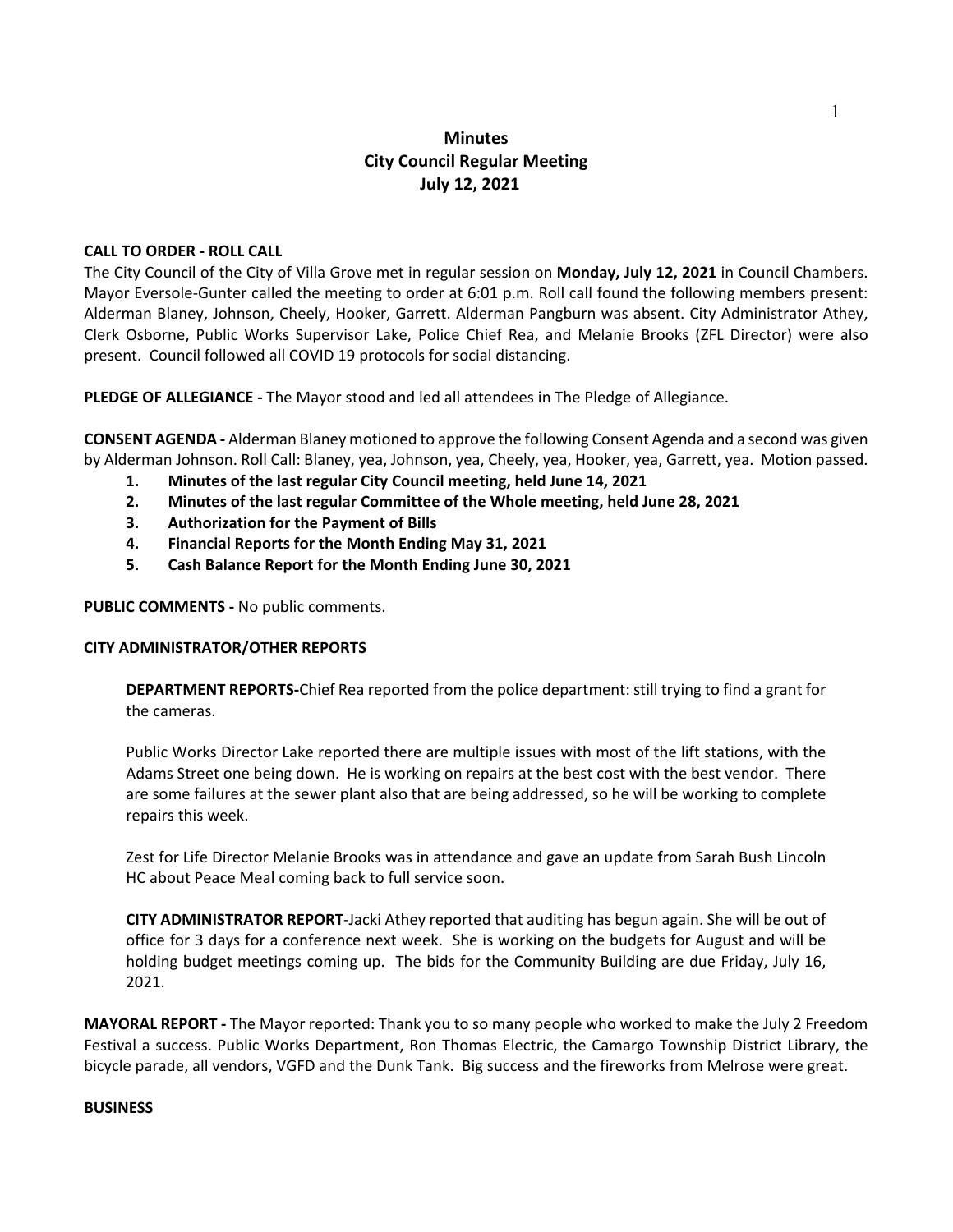# Minutes
# City Council Regular Meeting
# July 12, 2021

**CALL TO ORDER - ROLL CALL**

The City Council of the City of Villa Grove met in regular session on **Monday, July 12, 2021** in Council Chambers. Mayor Eversole-Gunter called the meeting to order at 6:01 p.m. Roll call found the following members present: Alderman Blaney, Johnson, Cheely, Hooker, Garrett. Alderman Pangburn was absent. City Administrator Athey, Clerk Osborne, Public Works Supervisor Lake, Police Chief Rea, and Melanie Brooks (ZFL Director) were also present. Council followed all COVID 19 protocols for social distancing.

**PLEDGE OF ALLEGIANCE -** The Mayor stood and led all attendees in The Pledge of Allegiance.

**CONSENT AGENDA -** Alderman Blaney motioned to approve the following Consent Agenda and a second was given by Alderman Johnson. Roll Call: Blaney, yea, Johnson, yea, Cheely, yea, Hooker, yea, Garrett, yea. Motion passed.

1. **Minutes of the last regular City Council meeting, held June 14, 2021**
2. **Minutes of the last regular Committee of the Whole meeting, held June 28, 2021**
3. **Authorization for the Payment of Bills**
4. **Financial Reports for the Month Ending May 31, 2021**
5. **Cash Balance Report for the Month Ending June 30, 2021**

**PUBLIC COMMENTS -** No public comments.

**CITY ADMINISTRATOR/OTHER REPORTS**

**DEPARTMENT REPORTS-**Chief Rea reported from the police department: still trying to find a grant for the cameras.

Public Works Director Lake reported there are multiple issues with most of the lift stations, with the Adams Street one being down. He is working on repairs at the best cost with the best vendor. There are some failures at the sewer plant also that are being addressed, so he will be working to complete repairs this week.

Zest for Life Director Melanie Brooks was in attendance and gave an update from Sarah Bush Lincoln HC about Peace Meal coming back to full service soon.

**CITY ADMINISTRATOR REPORT**-Jacki Athey reported that auditing has begun again. She will be out of office for 3 days for a conference next week. She is working on the budgets for August and will be holding budget meetings coming up. The bids for the Community Building are due Friday, July 16, 2021.

**MAYORAL REPORT -** The Mayor reported: Thank you to so many people who worked to make the July 2 Freedom Festival a success. Public Works Department, Ron Thomas Electric, the Camargo Township District Library, the bicycle parade, all vendors, VGFD and the Dunk Tank. Big success and the fireworks from Melrose were great.

**BUSINESS**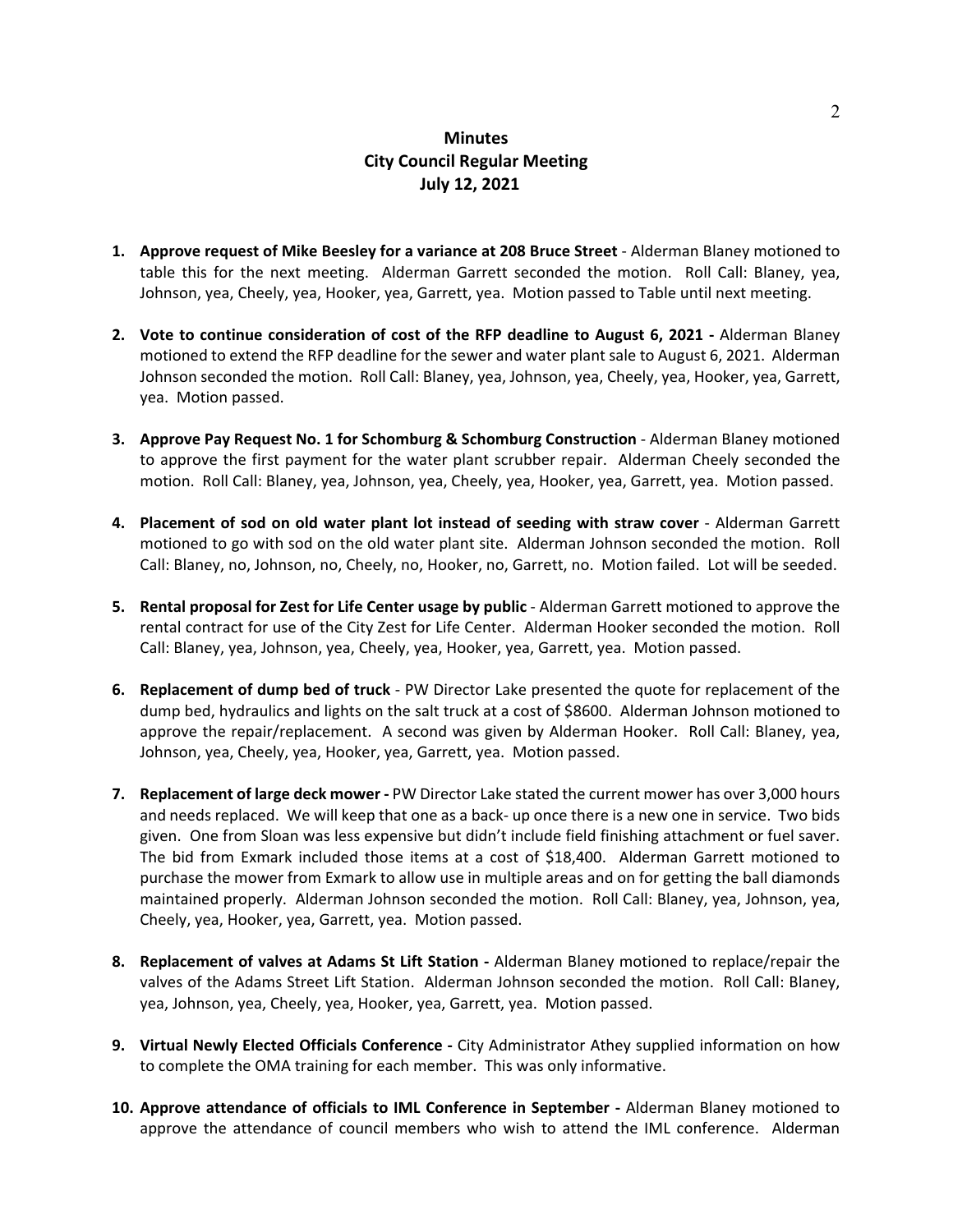**Minutes**
**City Council Regular Meeting**
**July 12, 2021**

1. **Approve request of Mike Beesley for a variance at 208 Bruce Street** - Alderman Blaney motioned to table this for the next meeting. Alderman Garrett seconded the motion. Roll Call: Blaney, yea, Johnson, yea, Cheely, yea, Hooker, yea, Garrett, yea. Motion passed to Table until next meeting.

2. **Vote to continue consideration of cost of the RFP deadline to August 6, 2021 -** Alderman Blaney motioned to extend the RFP deadline for the sewer and water plant sale to August 6, 2021. Alderman Johnson seconded the motion. Roll Call: Blaney, yea, Johnson, yea, Cheely, yea, Hooker, yea, Garrett, yea. Motion passed.

3. **Approve Pay Request No. 1 for Schomburg & Schomburg Construction** - Alderman Blaney motioned to approve the first payment for the water plant scrubber repair. Alderman Cheely seconded the motion. Roll Call: Blaney, yea, Johnson, yea, Cheely, yea, Hooker, yea, Garrett, yea. Motion passed.

4. **Placement of sod on old water plant lot instead of seeding with straw cover** - Alderman Garrett motioned to go with sod on the old water plant site. Alderman Johnson seconded the motion. Roll Call: Blaney, no, Johnson, no, Cheely, no, Hooker, no, Garrett, no. Motion failed. Lot will be seeded.

5. **Rental proposal for Zest for Life Center usage by public** - Alderman Garrett motioned to approve the rental contract for use of the City Zest for Life Center. Alderman Hooker seconded the motion. Roll Call: Blaney, yea, Johnson, yea, Cheely, yea, Hooker, yea, Garrett, yea. Motion passed.

6. **Replacement of dump bed of truck** - PW Director Lake presented the quote for replacement of the dump bed, hydraulics and lights on the salt truck at a cost of $8600. Alderman Johnson motioned to approve the repair/replacement. A second was given by Alderman Hooker. Roll Call: Blaney, yea, Johnson, yea, Cheely, yea, Hooker, yea, Garrett, yea. Motion passed.

7. **Replacement of large deck mower -** PW Director Lake stated the current mower has over 3,000 hours and needs replaced. We will keep that one as a back- up once there is a new one in service. Two bids given. One from Sloan was less expensive but didn't include field finishing attachment or fuel saver. The bid from Exmark included those items at a cost of $18,400. Alderman Garrett motioned to purchase the mower from Exmark to allow use in multiple areas and on for getting the ball diamonds maintained properly. Alderman Johnson seconded the motion. Roll Call: Blaney, yea, Johnson, yea, Cheely, yea, Hooker, yea, Garrett, yea. Motion passed.

8. **Replacement of valves at Adams St Lift Station -** Alderman Blaney motioned to replace/repair the valves of the Adams Street Lift Station. Alderman Johnson seconded the motion. Roll Call: Blaney, yea, Johnson, yea, Cheely, yea, Hooker, yea, Garrett, yea. Motion passed.

9. **Virtual Newly Elected Officials Conference -** City Administrator Athey supplied information on how to complete the OMA training for each member. This was only informative.

10. **Approve attendance of officials to IML Conference in September -** Alderman Blaney motioned to approve the attendance of council members who wish to attend the IML conference. Alderman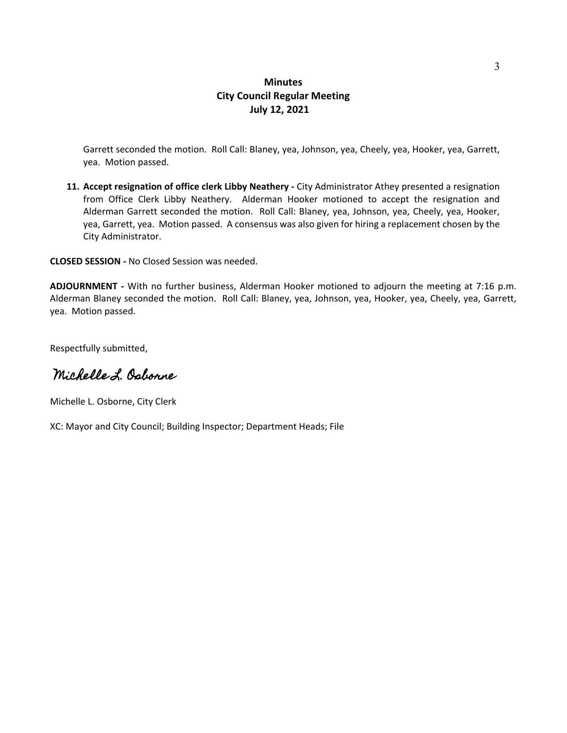# Minutes
## City Council Regular Meeting
## July 12, 2021

Garrett seconded the motion. Roll Call: Blaney, yea, Johnson, yea, Cheely, yea, Hooker, yea, Garrett, yea. Motion passed.

11. **Accept resignation of office clerk Libby Neathery -** City Administrator Athey presented a resignation from Office Clerk Libby Neathery. Alderman Hooker motioned to accept the resignation and Alderman Garrett seconded the motion. Roll Call: Blaney, yea, Johnson, yea, Cheely, yea, Hooker, yea, Garrett, yea. Motion passed. A consensus was also given for hiring a replacement chosen by the City Administrator.

**CLOSED SESSION -** No Closed Session was needed.

**ADJOURNMENT -** With no further business, Alderman Hooker motioned to adjourn the meeting at 7:16 p.m. Alderman Blaney seconded the motion. Roll Call: Blaney, yea, Johnson, yea, Hooker, yea, Cheely, yea, Garrett, yea. Motion passed.

Respectfully submitted,

*Michelle L. Osborne*

Michelle L. Osborne, City Clerk

XC: Mayor and City Council; Building Inspector; Department Heads; File